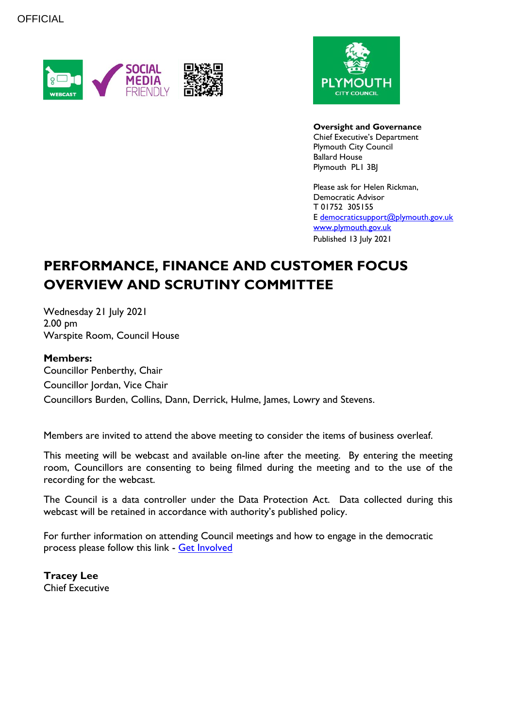OFFICIAL

**Oversight and Governance**
Chief Executive's Department
Plymouth City Council
Ballard House
Plymouth PL1 3BJ

Please ask for Helen Rickman,
Democratic Advisor
T 01752 305155
E [democraticsupport@plymouth.gov.uk](mailto:democraticsupport@plymouth.gov.uk)
[www.plymouth.gov.uk](http://www.plymouth.gov.uk)
Published 13 July 2021

# PERFORMANCE, FINANCE AND CUSTOMER FOCUS OVERVIEW AND SCRUTINY COMMITTEE

Wednesday 21 July 2021
2.00 pm
Warspite Room, Council House

**Members:**
Councillor Penberthy, Chair
Councillor Jordan, Vice Chair
Councillors Burden, Collins, Dann, Derrick, Hulme, James, Lowry and Stevens.

Members are invited to attend the above meeting to consider the items of business overleaf.

This meeting will be webcast and available on-line after the meeting. By entering the meeting room, Councillors are consenting to being filmed during the meeting and to the use of the recording for the webcast.

The Council is a data controller under the Data Protection Act. Data collected during this webcast will be retained in accordance with authority's published policy.

For further information on attending Council meetings and how to engage in the democratic process please follow this link - Get Involved

**Tracey Lee**
Chief Executive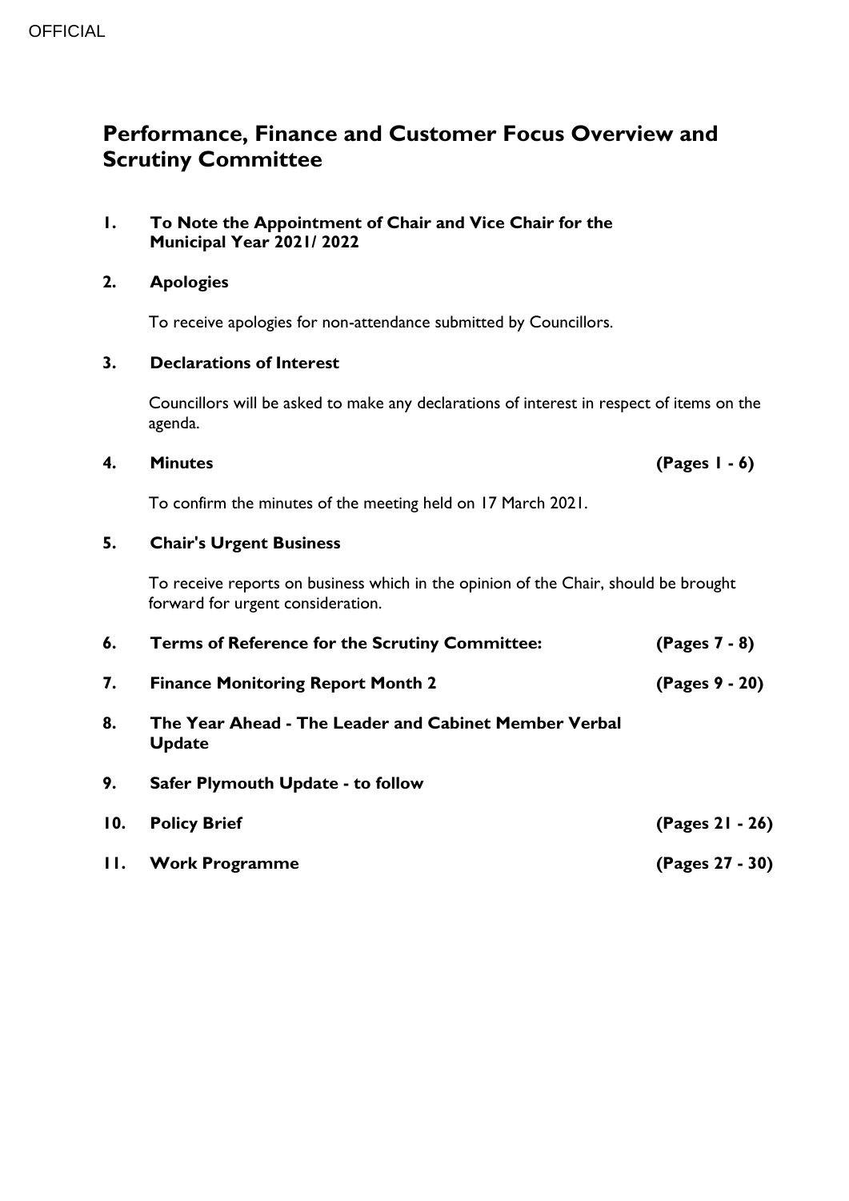# Performance, Finance and Customer Focus Overview and Scrutiny Committee

**1. To Note the Appointment of Chair and Vice Chair for the Municipal Year 2021/ 2022**

**2. Apologies**

To receive apologies for non-attendance submitted by Councillors.

**3. Declarations of Interest**

Councillors will be asked to make any declarations of interest in respect of items on the agenda.

**4. Minutes** **(Pages 1 - 6)**

To confirm the minutes of the meeting held on 17 March 2021.

**5. Chair's Urgent Business**

To receive reports on business which in the opinion of the Chair, should be brought forward for urgent consideration.

**6. Terms of Reference for the Scrutiny Committee:** **(Pages 7 - 8)**

**7. Finance Monitoring Report Month 2** **(Pages 9 - 20)**

**8. The Year Ahead - The Leader and Cabinet Member Verbal Update**

**9. Safer Plymouth Update - to follow**

**10. Policy Brief** **(Pages 21 - 26)**

**11. Work Programme** **(Pages 27 - 30)**